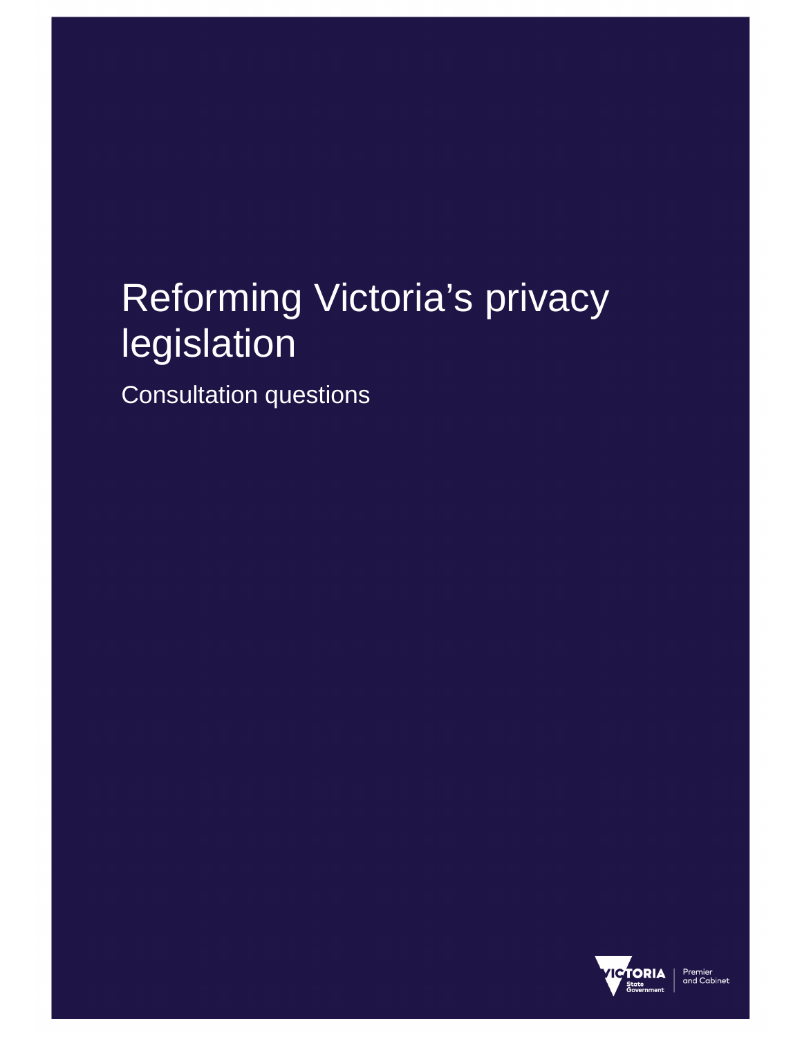# Reforming Victoria's privacy legislation

Consultation questions

VICTORIA State Government | Premier and Cabinet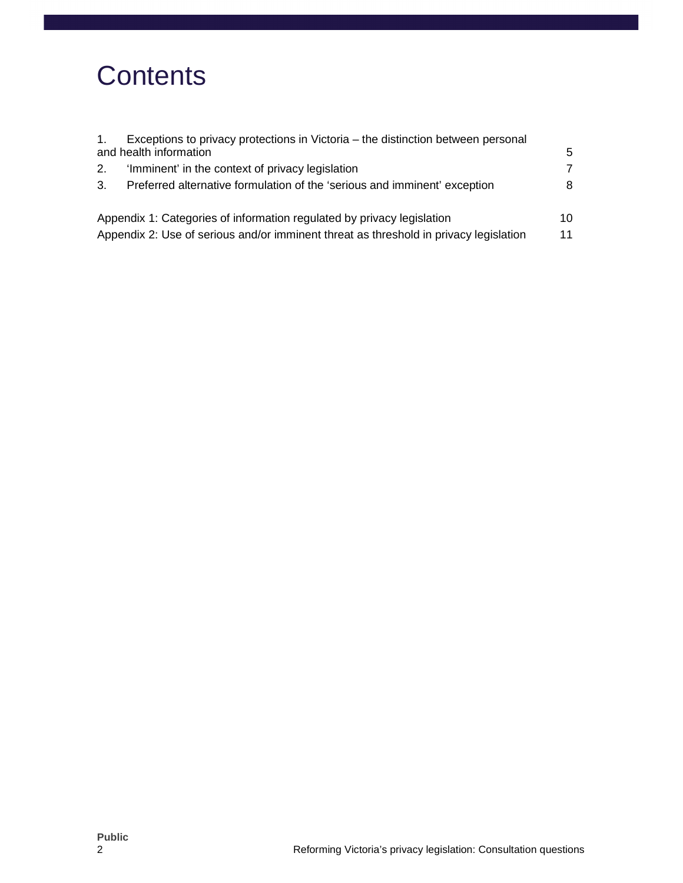# Contents

| | |
|---|---|
| 1. Exceptions to privacy protections in Victoria – the distinction between personal and health information | 5 |
| 2. ‘Imminent’ in the context of privacy legislation | 7 |
| 3. Preferred alternative formulation of the ‘serious and imminent’ exception | 8 |
| Appendix 1: Categories of information regulated by privacy legislation | 10 |
| Appendix 2: Use of serious and/or imminent threat as threshold in privacy legislation | 11 |

Public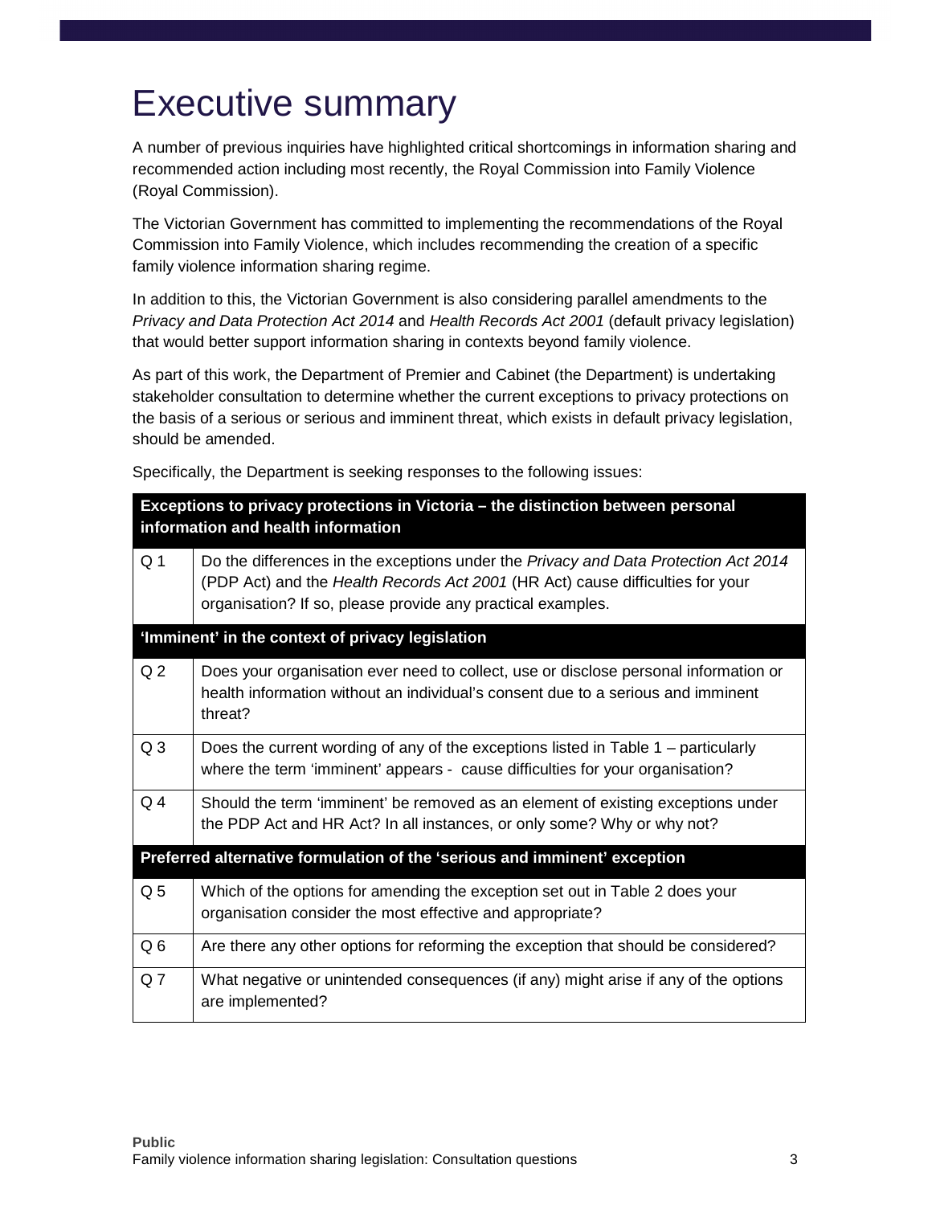# Executive summary

A number of previous inquiries have highlighted critical shortcomings in information sharing and recommended action including most recently, the Royal Commission into Family Violence (Royal Commission).

The Victorian Government has committed to implementing the recommendations of the Royal Commission into Family Violence, which includes recommending the creation of a specific family violence information sharing regime.

In addition to this, the Victorian Government is also considering parallel amendments to the *Privacy and Data Protection Act 2014* and *Health Records Act 2001* (default privacy legislation) that would better support information sharing in contexts beyond family violence.

As part of this work, the Department of Premier and Cabinet (the Department) is undertaking stakeholder consultation to determine whether the current exceptions to privacy protections on the basis of a serious or serious and imminent threat, which exists in default privacy legislation, should be amended.

Specifically, the Department is seeking responses to the following issues:

| **Exceptions to privacy protections in Victoria – the distinction between personal information and health information** | |
|---|---|
| Q 1 | Do the differences in the exceptions under the *Privacy and Data Protection Act 2014* (PDP Act) and the *Health Records Act 2001* (HR Act) cause difficulties for your organisation? If so, please provide any practical examples. |
| **'Imminent' in the context of privacy legislation** | |
| Q 2 | Does your organisation ever need to collect, use or disclose personal information or health information without an individual's consent due to a serious and imminent threat? |
| Q 3 | Does the current wording of any of the exceptions listed in Table 1 – particularly where the term 'imminent' appears - cause difficulties for your organisation? |
| Q 4 | Should the term 'imminent' be removed as an element of existing exceptions under the PDP Act and HR Act? In all instances, or only some? Why or why not? |
| **Preferred alternative formulation of the 'serious and imminent' exception** | |
| Q 5 | Which of the options for amending the exception set out in Table 2 does your organisation consider the most effective and appropriate? |
| Q 6 | Are there any other options for reforming the exception that should be considered? |
| Q 7 | What negative or unintended consequences (if any) might arise if any of the options are implemented? |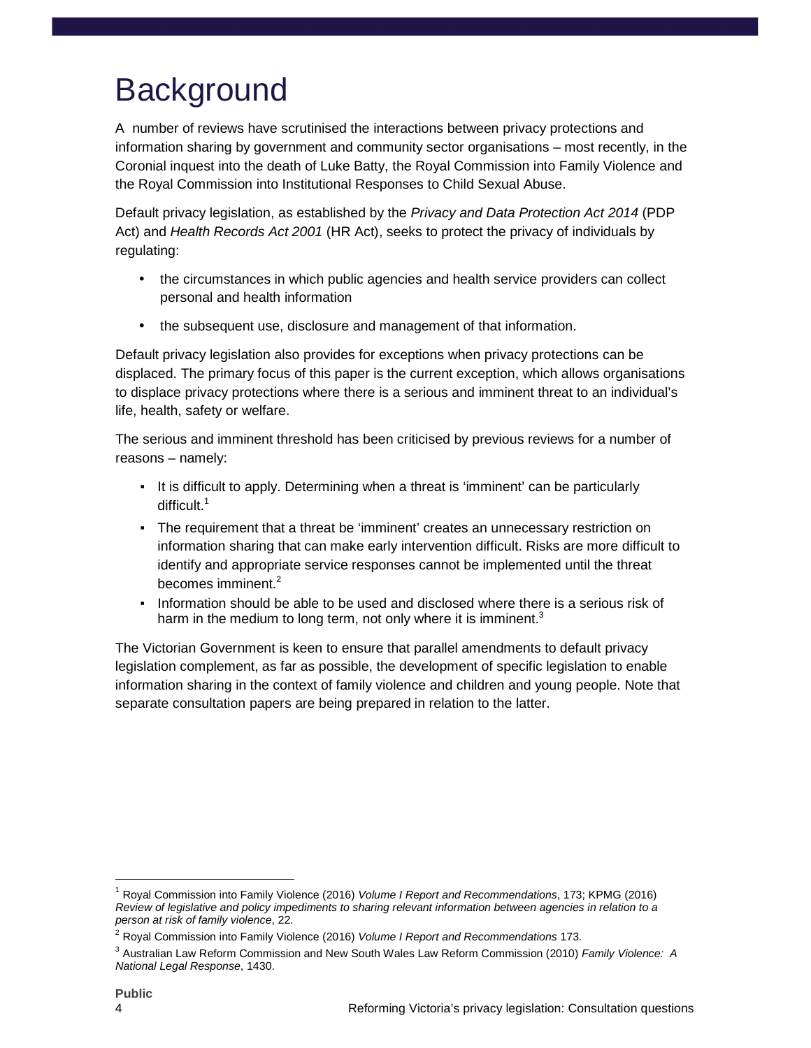# Background

A number of reviews have scrutinised the interactions between privacy protections and information sharing by government and community sector organisations – most recently, in the Coronial inquest into the death of Luke Batty, the Royal Commission into Family Violence and the Royal Commission into Institutional Responses to Child Sexual Abuse.

Default privacy legislation, as established by the *Privacy and Data Protection Act 2014* (PDP Act) and *Health Records Act 2001* (HR Act), seeks to protect the privacy of individuals by regulating:

- the circumstances in which public agencies and health service providers can collect personal and health information
- the subsequent use, disclosure and management of that information.

Default privacy legislation also provides for exceptions when privacy protections can be displaced. The primary focus of this paper is the current exception, which allows organisations to displace privacy protections where there is a serious and imminent threat to an individual's life, health, safety or welfare.

The serious and imminent threshold has been criticised by previous reviews for a number of reasons – namely:

- It is difficult to apply. Determining when a threat is 'imminent' can be particularly difficult.[1]
- The requirement that a threat be 'imminent' creates an unnecessary restriction on information sharing that can make early intervention difficult. Risks are more difficult to identify and appropriate service responses cannot be implemented until the threat becomes imminent.[2]
- Information should be able to be used and disclosed where there is a serious risk of harm in the medium to long term, not only where it is imminent.[3]

The Victorian Government is keen to ensure that parallel amendments to default privacy legislation complement, as far as possible, the development of specific legislation to enable information sharing in the context of family violence and children and young people. Note that separate consultation papers are being prepared in relation to the latter.

---

[1] Royal Commission into Family Violence (2016) *Volume I Report and Recommendations*, 173; KPMG (2016) *Review of legislative and policy impediments to sharing relevant information between agencies in relation to a person at risk of family violence*, 22.

[2] Royal Commission into Family Violence (2016) *Volume I Report and Recommendations* 173.

[3] Australian Law Reform Commission and New South Wales Law Reform Commission (2010) *Family Violence: A National Legal Response*, 1430.

**Public**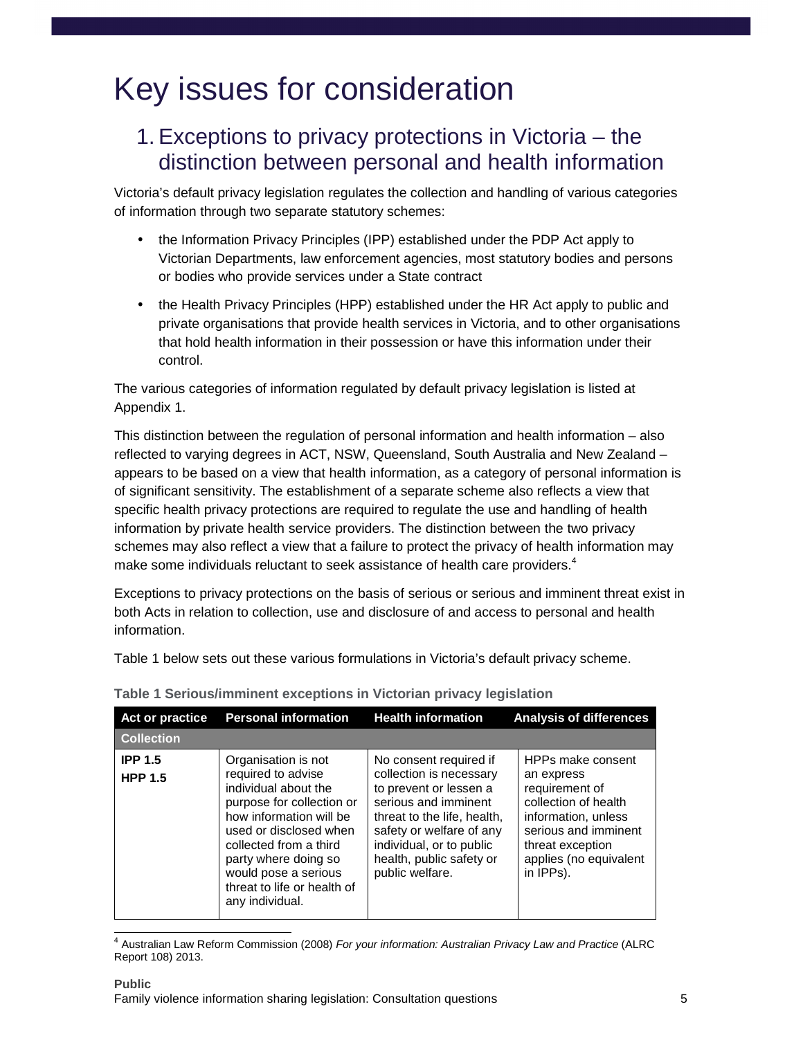# Key issues for consideration

## 1. Exceptions to privacy protections in Victoria – the distinction between personal and health information

Victoria's default privacy legislation regulates the collection and handling of various categories of information through two separate statutory schemes:

- the Information Privacy Principles (IPP) established under the PDP Act apply to Victorian Departments, law enforcement agencies, most statutory bodies and persons or bodies who provide services under a State contract
- the Health Privacy Principles (HPP) established under the HR Act apply to public and private organisations that provide health services in Victoria, and to other organisations that hold health information in their possession or have this information under their control.

The various categories of information regulated by default privacy legislation is listed at Appendix 1.

This distinction between the regulation of personal information and health information – also reflected to varying degrees in ACT, NSW, Queensland, South Australia and New Zealand – appears to be based on a view that health information, as a category of personal information is of significant sensitivity. The establishment of a separate scheme also reflects a view that specific health privacy protections are required to regulate the use and handling of health information by private health service providers. The distinction between the two privacy schemes may also reflect a view that a failure to protect the privacy of health information may make some individuals reluctant to seek assistance of health care providers.[4]

Exceptions to privacy protections on the basis of serious or serious and imminent threat exist in both Acts in relation to collection, use and disclosure of and access to personal and health information.

Table 1 below sets out these various formulations in Victoria's default privacy scheme.

**Table 1 Serious/imminent exceptions in Victorian privacy legislation**

| Act or practice | Personal information | Health information | Analysis of differences |
|---|---|---|---|
| **Collection** | | | |
| **IPP 1.5**<br>**HPP 1.5** | Organisation is not required to advise individual about the purpose for collection or how information will be used or disclosed when collected from a third party where doing so would pose a serious threat to life or health of any individual. | No consent required if collection is necessary to prevent or lessen a serious and imminent threat to the life, health, safety or welfare of any individual, or to public health, public safety or public welfare. | HPPs make consent an express requirement of collection of health information, unless serious and imminent threat exception applies (no equivalent in IPPs). |

[4] Australian Law Reform Commission (2008) *For your information: Australian Privacy Law and Practice* (ALRC Report 108) 2013.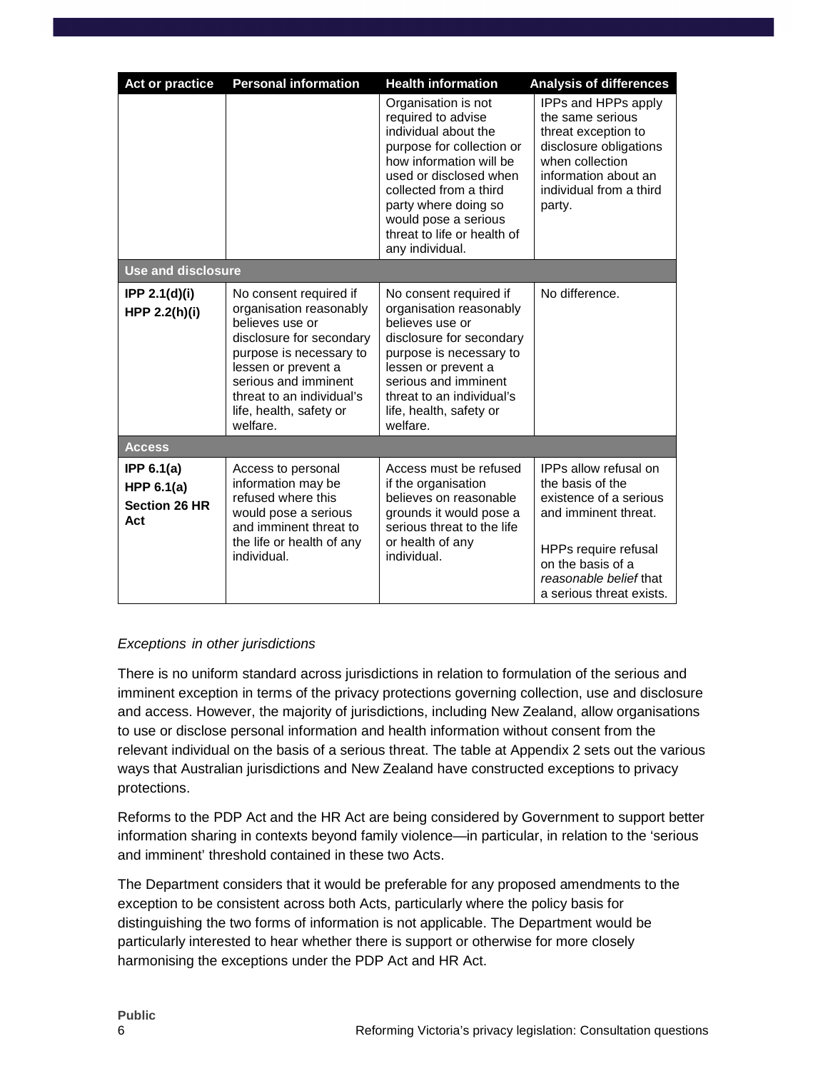| Act or practice | Personal information | Health information | Analysis of differences |
|---|---|---|---|
| | | Organisation is not required to advise individual about the purpose for collection or how information will be used or disclosed when collected from a third party where doing so would pose a serious threat to life or health of any individual. | IPPs and HPPs apply the same serious threat exception to disclosure obligations when collection information about an individual from a third party. |
| **Use and disclosure** | | | |
| **IPP 2.1(d)(i)** **HPP 2.2(h)(i)** | No consent required if organisation reasonably believes use or disclosure for secondary purpose is necessary to lessen or prevent a serious and imminent threat to an individual's life, health, safety or welfare. | No consent required if organisation reasonably believes use or disclosure for secondary purpose is necessary to lessen or prevent a serious and imminent threat to an individual's life, health, safety or welfare. | No difference. |
| **Access** | | | |
| **IPP 6.1(a)** **HPP 6.1(a)** **Section 26 HR Act** | Access to personal information may be refused where this would pose a serious and imminent threat to the life or health of any individual. | Access must be refused if the organisation believes on reasonable grounds it would pose a serious threat to the life or health of any individual. | IPPs allow refusal on the basis of the existence of a serious and imminent threat. HPPs require refusal on the basis of a *reasonable belief* that a serious threat exists. |

*Exceptions in other jurisdictions*

There is no uniform standard across jurisdictions in relation to formulation of the serious and imminent exception in terms of the privacy protections governing collection, use and disclosure and access. However, the majority of jurisdictions, including New Zealand, allow organisations to use or disclose personal information and health information without consent from the relevant individual on the basis of a serious threat. The table at Appendix 2 sets out the various ways that Australian jurisdictions and New Zealand have constructed exceptions to privacy protections.

Reforms to the PDP Act and the HR Act are being considered by Government to support better information sharing in contexts beyond family violence—in particular, in relation to the 'serious and imminent' threshold contained in these two Acts.

The Department considers that it would be preferable for any proposed amendments to the exception to be consistent across both Acts, particularly where the policy basis for distinguishing the two forms of information is not applicable. The Department would be particularly interested to hear whether there is support or otherwise for more closely harmonising the exceptions under the PDP Act and HR Act.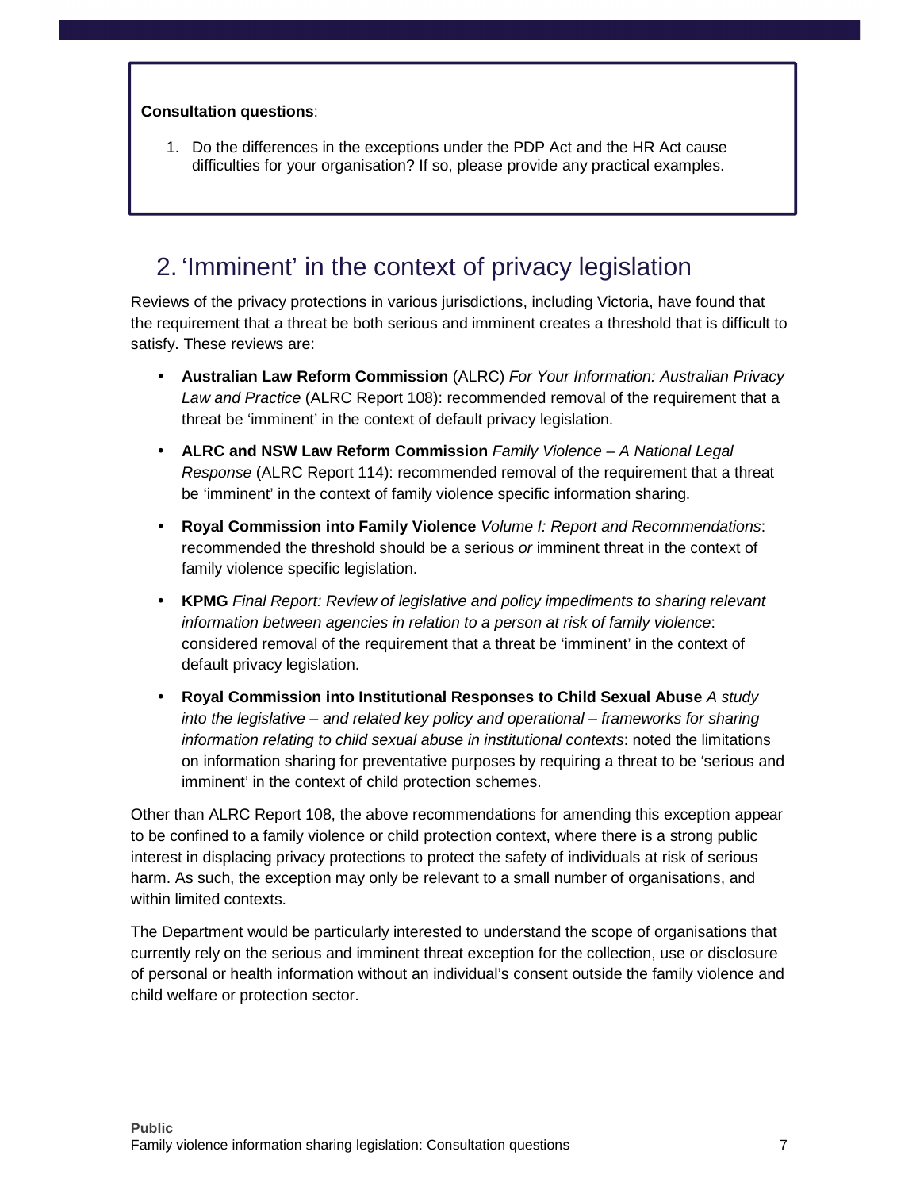**Consultation questions**:

1. Do the differences in the exceptions under the PDP Act and the HR Act cause difficulties for your organisation? If so, please provide any practical examples.

## 2. 'Imminent' in the context of privacy legislation

Reviews of the privacy protections in various jurisdictions, including Victoria, have found that the requirement that a threat be both serious and imminent creates a threshold that is difficult to satisfy. These reviews are:

- **Australian Law Reform Commission** (ALRC) *For Your Information: Australian Privacy Law and Practice* (ALRC Report 108): recommended removal of the requirement that a threat be 'imminent' in the context of default privacy legislation.
- **ALRC and NSW Law Reform Commission** *Family Violence – A National Legal Response* (ALRC Report 114): recommended removal of the requirement that a threat be 'imminent' in the context of family violence specific information sharing.
- **Royal Commission into Family Violence** *Volume I: Report and Recommendations*: recommended the threshold should be a serious *or* imminent threat in the context of family violence specific legislation.
- **KPMG** *Final Report: Review of legislative and policy impediments to sharing relevant information between agencies in relation to a person at risk of family violence*: considered removal of the requirement that a threat be 'imminent' in the context of default privacy legislation.
- **Royal Commission into Institutional Responses to Child Sexual Abuse** *A study into the legislative – and related key policy and operational – frameworks for sharing information relating to child sexual abuse in institutional contexts*: noted the limitations on information sharing for preventative purposes by requiring a threat to be 'serious and imminent' in the context of child protection schemes.

Other than ALRC Report 108, the above recommendations for amending this exception appear to be confined to a family violence or child protection context, where there is a strong public interest in displacing privacy protections to protect the safety of individuals at risk of serious harm. As such, the exception may only be relevant to a small number of organisations, and within limited contexts.

The Department would be particularly interested to understand the scope of organisations that currently rely on the serious and imminent threat exception for the collection, use or disclosure of personal or health information without an individual's consent outside the family violence and child welfare or protection sector.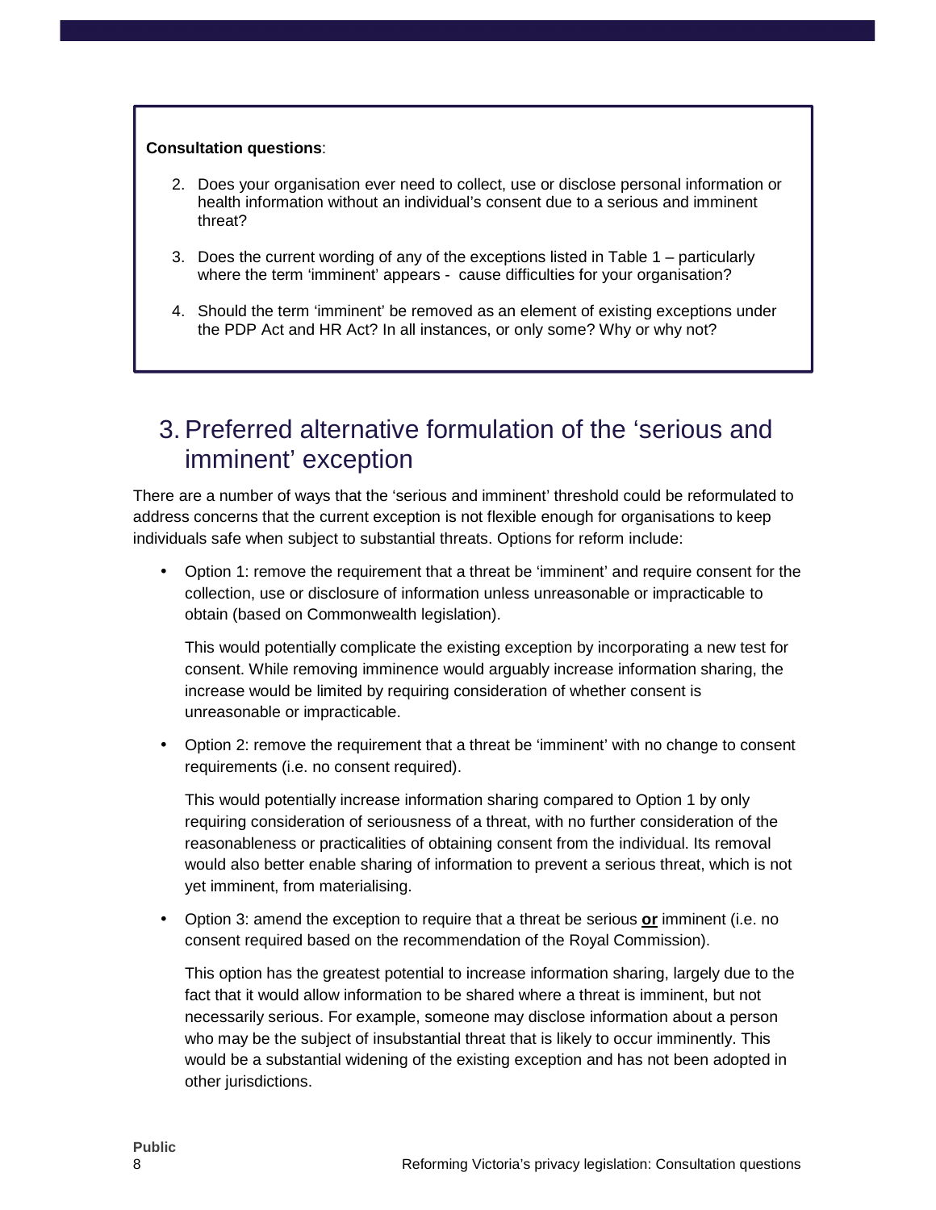**Consultation questions**:

2. Does your organisation ever need to collect, use or disclose personal information or health information without an individual's consent due to a serious and imminent threat?

3. Does the current wording of any of the exceptions listed in Table 1 – particularly where the term 'imminent' appears - cause difficulties for your organisation?

4. Should the term 'imminent' be removed as an element of existing exceptions under the PDP Act and HR Act? In all instances, or only some? Why or why not?

# 3. Preferred alternative formulation of the 'serious and imminent' exception

There are a number of ways that the 'serious and imminent' threshold could be reformulated to address concerns that the current exception is not flexible enough for organisations to keep individuals safe when subject to substantial threats. Options for reform include:

- Option 1: remove the requirement that a threat be 'imminent' and require consent for the collection, use or disclosure of information unless unreasonable or impracticable to obtain (based on Commonwealth legislation).

  This would potentially complicate the existing exception by incorporating a new test for consent. While removing imminence would arguably increase information sharing, the increase would be limited by requiring consideration of whether consent is unreasonable or impracticable.

- Option 2: remove the requirement that a threat be 'imminent' with no change to consent requirements (i.e. no consent required).

  This would potentially increase information sharing compared to Option 1 by only requiring consideration of seriousness of a threat, with no further consideration of the reasonableness or practicalities of obtaining consent from the individual. Its removal would also better enable sharing of information to prevent a serious threat, which is not yet imminent, from materialising.

- Option 3: amend the exception to require that a threat be serious **or** imminent (i.e. no consent required based on the recommendation of the Royal Commission).

  This option has the greatest potential to increase information sharing, largely due to the fact that it would allow information to be shared where a threat is imminent, but not necessarily serious. For example, someone may disclose information about a person who may be the subject of insubstantial threat that is likely to occur imminently. This would be a substantial widening of the existing exception and has not been adopted in other jurisdictions.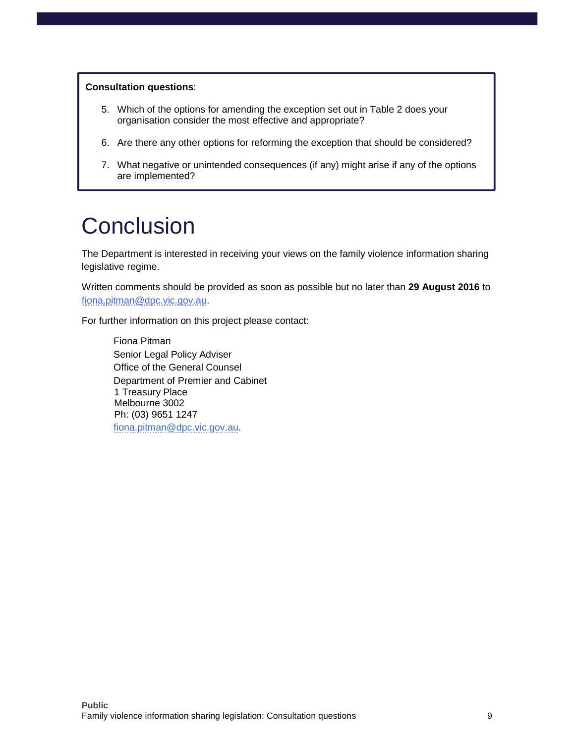**Consultation questions**:

5. Which of the options for amending the exception set out in Table 2 does your organisation consider the most effective and appropriate?
6. Are there any other options for reforming the exception that should be considered?
7. What negative or unintended consequences (if any) might arise if any of the options are implemented?

# Conclusion

The Department is interested in receiving your views on the family violence information sharing legislative regime.

Written comments should be provided as soon as possible but no later than **29 August 2016** to fiona.pitman@dpc.vic.gov.au.

For further information on this project please contact:

Fiona Pitman
Senior Legal Policy Adviser
Office of the General Counsel
Department of Premier and Cabinet
1 Treasury Place
Melbourne 3002
Ph: (03) 9651 1247
fiona.pitman@dpc.vic.gov.au.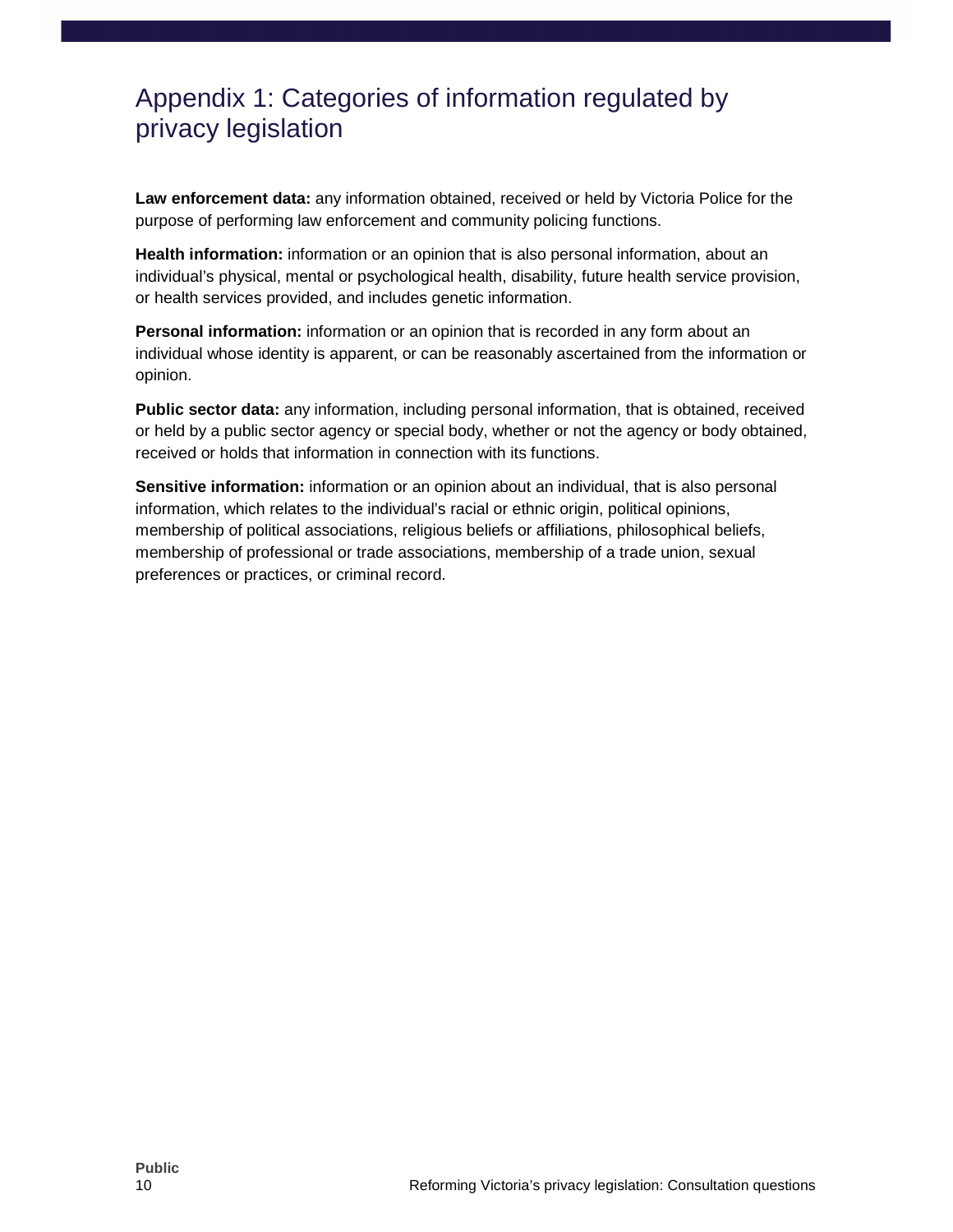# Appendix 1: Categories of information regulated by privacy legislation

**Law enforcement data:** any information obtained, received or held by Victoria Police for the purpose of performing law enforcement and community policing functions.

**Health information:** information or an opinion that is also personal information, about an individual's physical, mental or psychological health, disability, future health service provision, or health services provided, and includes genetic information.

**Personal information:** information or an opinion that is recorded in any form about an individual whose identity is apparent, or can be reasonably ascertained from the information or opinion.

**Public sector data:** any information, including personal information, that is obtained, received or held by a public sector agency or special body, whether or not the agency or body obtained, received or holds that information in connection with its functions.

**Sensitive information:** information or an opinion about an individual, that is also personal information, which relates to the individual's racial or ethnic origin, political opinions, membership of political associations, religious beliefs or affiliations, philosophical beliefs, membership of professional or trade associations, membership of a trade union, sexual preferences or practices, or criminal record.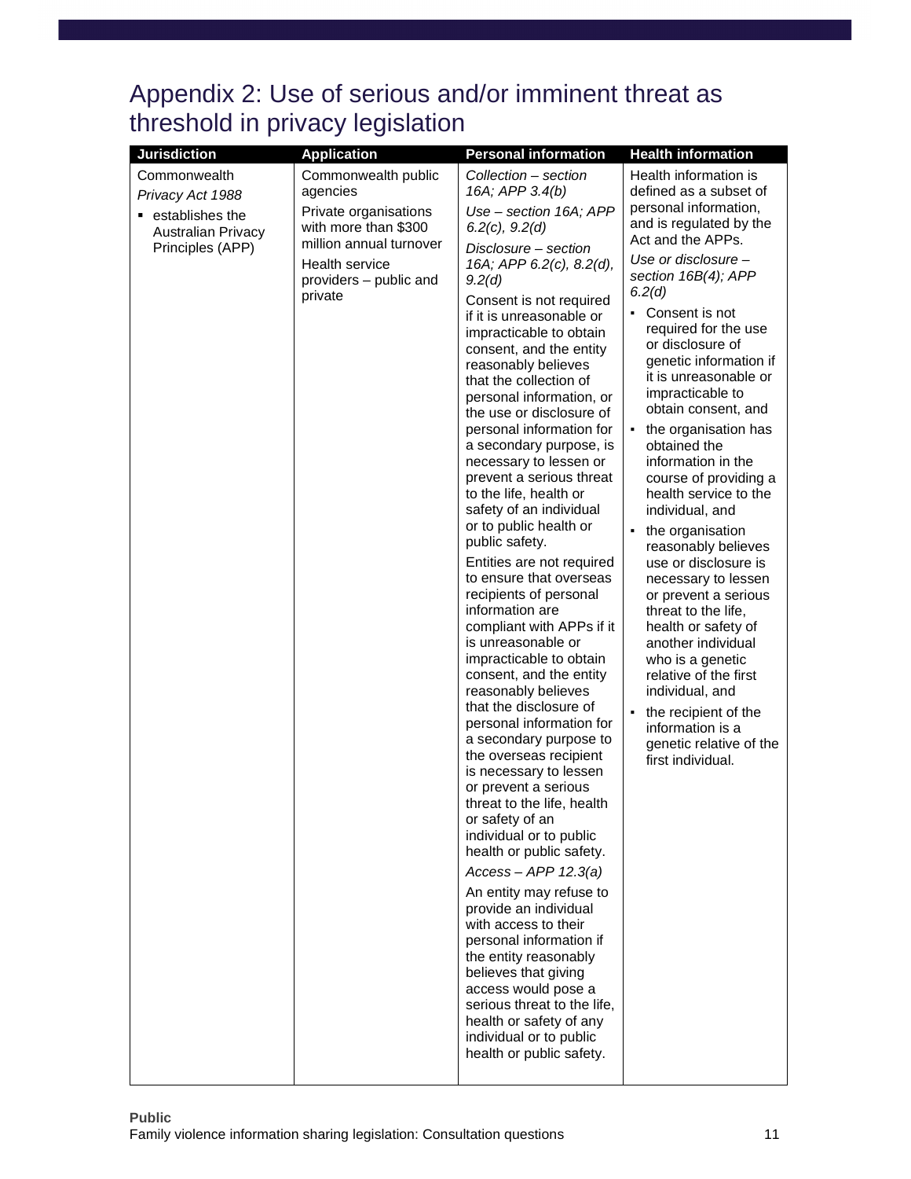# Appendix 2: Use of serious and/or imminent threat as threshold in privacy legislation

| Jurisdiction | Application | Personal information | Health information |
|---|---|---|---|
| Commonwealth<br>*Privacy Act 1988*<br>▪ establishes the Australian Privacy Principles (APP) | Commonwealth public agencies<br>Private organisations with more than $300 million annual turnover<br>Health service providers – public and private | *Collection – section 16A; APP 3.4(b)*<br>*Use – section 16A; APP 6.2(c), 9.2(d)*<br>*Disclosure – section 16A; APP 6.2(c), 8.2(d), 9.2(d)*<br>Consent is not required if it is unreasonable or impracticable to obtain consent, and the entity reasonably believes that the collection of personal information, or the use or disclosure of personal information for a secondary purpose, is necessary to lessen or prevent a serious threat to the life, health or safety of an individual or to public health or public safety.<br>Entities are not required to ensure that overseas recipients of personal information are compliant with APPs if it is unreasonable or impracticable to obtain consent, and the entity reasonably believes that the disclosure of personal information for a secondary purpose to the overseas recipient is necessary to lessen or prevent a serious threat to the life, health or safety of an individual or to public health or public safety.<br>*Access – APP 12.3(a)*<br>An entity may refuse to provide an individual with access to their personal information if the entity reasonably believes that giving access would pose a serious threat to the life, health or safety of any individual or to public health or public safety. | Health information is defined as a subset of personal information, and is regulated by the Act and the APPs.<br>*Use or disclosure – section 16B(4); APP 6.2(d)*<br>▪ Consent is not required for the use or disclosure of genetic information if it is unreasonable or impracticable to obtain consent, and<br>▪ the organisation has obtained the information in the course of providing a health service to the individual, and<br>▪ the organisation reasonably believes use or disclosure is necessary to lessen or prevent a serious threat to the life, health or safety of another individual who is a genetic relative of the first individual, and<br>▪ the recipient of the information is a genetic relative of the first individual. |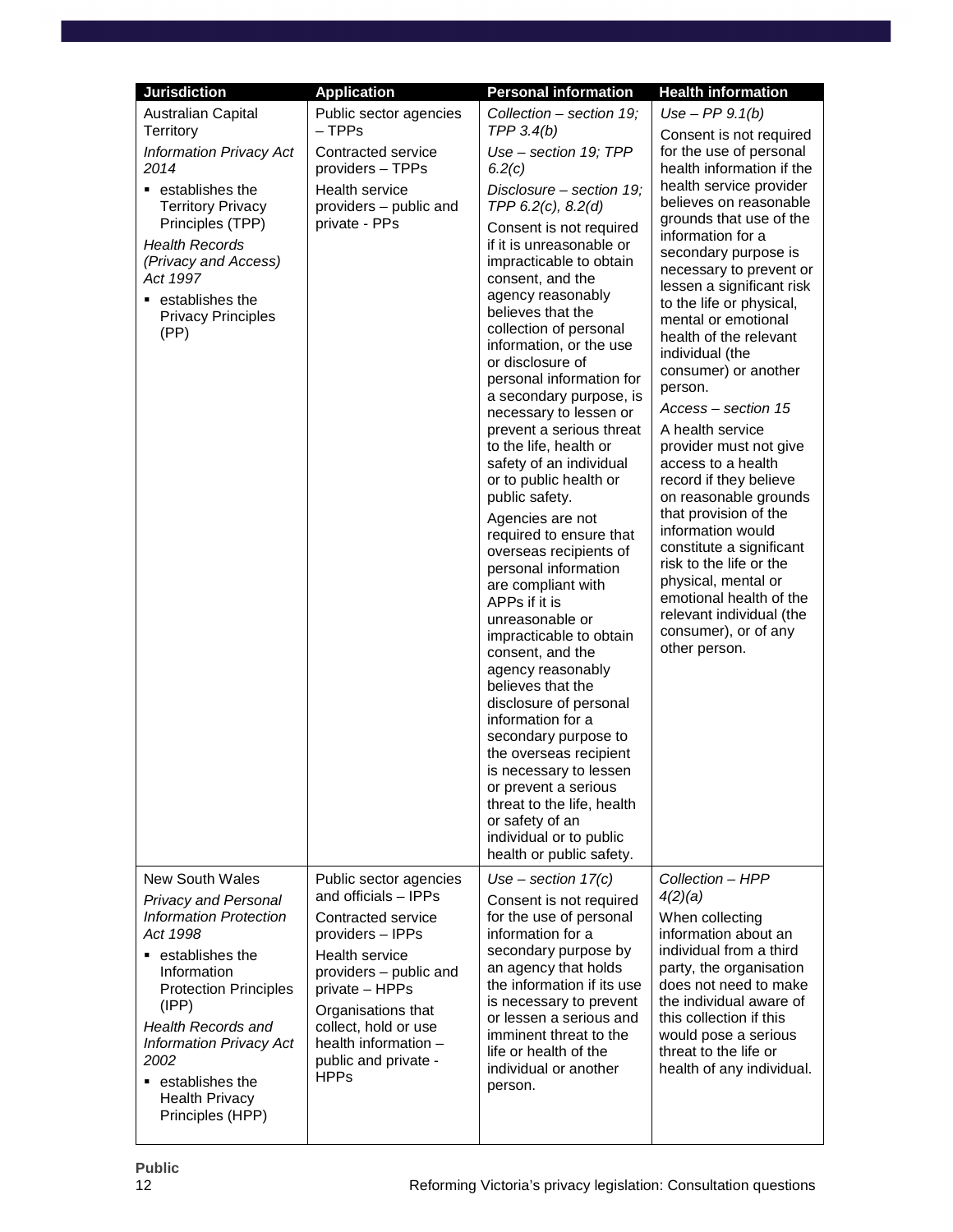| Jurisdiction | Application | Personal information | Health information |
|---|---|---|---|
| Australian Capital Territory<br>*Information Privacy Act 2014*<br>▪ establishes the Territory Privacy Principles (TPP)<br>*Health Records (Privacy and Access) Act 1997*<br>▪ establishes the Privacy Principles (PP) | Public sector agencies – TPPs<br>Contracted service providers – TPPs<br>Health service providers – public and private - PPs | *Collection – section 19; TPP 3.4(b)*<br>*Use – section 19; TPP 6.2(c)*<br>*Disclosure – section 19; TPP 6.2(c), 8.2(d)*<br>Consent is not required if it is unreasonable or impracticable to obtain consent, and the agency reasonably believes that the collection of personal information, or the use or disclosure of personal information for a secondary purpose, is necessary to lessen or prevent a serious threat to the life, health or safety of an individual or to public health or public safety.<br>Agencies are not required to ensure that overseas recipients of personal information are compliant with APPs if it is unreasonable or impracticable to obtain consent, and the agency reasonably believes that the disclosure of personal information for a secondary purpose to the overseas recipient is necessary to lessen or prevent a serious threat to the life, health or safety of an individual or to public health or public safety. | *Use – PP 9.1(b)*<br>Consent is not required for the use of personal health information if the health service provider believes on reasonable grounds that use of the information for a secondary purpose is necessary to prevent or lessen a significant risk to the life or physical, mental or emotional health of the relevant individual (the consumer) or another person.<br>*Access – section 15*<br>A health service provider must not give access to a health record if they believe on reasonable grounds that provision of the information would constitute a significant risk to the life or the physical, mental or emotional health of the relevant individual (the consumer), or of any other person. |
| New South Wales<br>*Privacy and Personal Information Protection Act 1998*<br>▪ establishes the Information Protection Principles (IPP)<br>*Health Records and Information Privacy Act 2002*<br>▪ establishes the Health Privacy Principles (HPP) | Public sector agencies and officials – IPPs<br>Contracted service providers – IPPs<br>Health service providers – public and private – HPPs<br>Organisations that collect, hold or use health information – public and private - HPPs | *Use – section 17(c)*<br>Consent is not required for the use of personal information for a secondary purpose by an agency that holds the information if its use is necessary to prevent or lessen a serious and imminent threat to the life or health of the individual or another person. | *Collection – HPP 4(2)(a)*<br>When collecting information about an individual from a third party, the organisation does not need to make the individual aware of this collection if this would pose a serious threat to the life or health of any individual. |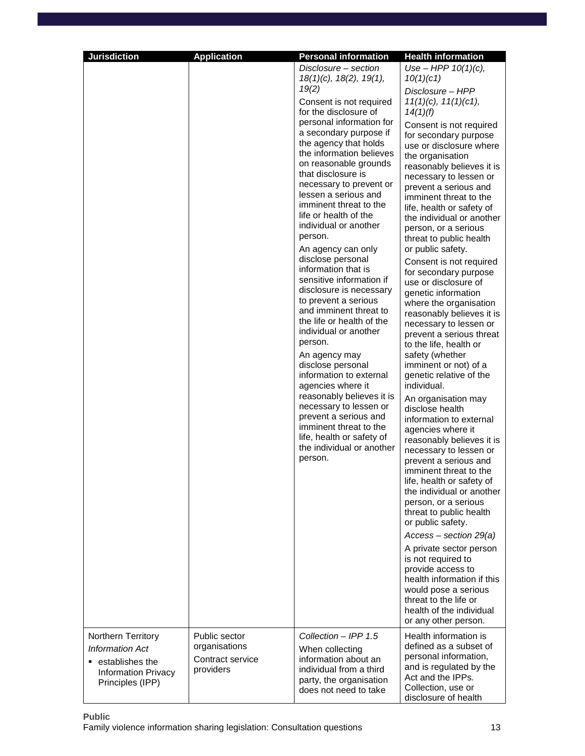| Jurisdiction | Application | Personal information | Health information |
|---|---|---|---|
| | | *Disclosure – section 18(1)(c), 18(2), 19(1), 19(2)*<br><br>Consent is not required for the disclosure of personal information for a secondary purpose if the agency that holds the information believes on reasonable grounds that disclosure is necessary to prevent or lessen a serious and imminent threat to the life or health of the individual or another person.<br><br>An agency can only disclose personal information that is sensitive information if disclosure is necessary to prevent a serious and imminent threat to the life or health of the individual or another person.<br><br>An agency may disclose personal information to external agencies where it reasonably believes it is necessary to lessen or prevent a serious and imminent threat to the life, health or safety of the individual or another person. | *Use – HPP 10(1)(c), 10(1)(c1)*<br><br>*Disclosure – HPP 11(1)(c), 11(1)(c1), 14(1)(f)*<br><br>Consent is not required for secondary purpose use or disclosure where the organisation reasonably believes it is necessary to lessen or prevent a serious and imminent threat to the life, health or safety of the individual or another person, or a serious threat to public health or public safety.<br><br>Consent is not required for secondary purpose use or disclosure of genetic information where the organisation reasonably believes it is necessary to lessen or prevent a serious threat to the life, health or safety (whether imminent or not) of a genetic relative of the individual.<br><br>An organisation may disclose health information to external agencies where it reasonably believes it is necessary to lessen or prevent a serious and imminent threat to the life, health or safety of the individual or another person, or a serious threat to public health or public safety.<br><br>*Access – section 29(a)*<br><br>A private sector person is not required to provide access to health information if this would pose a serious threat to the life or health of the individual or any other person. |
| Northern Territory<br>*Information Act*<br>▪ establishes the Information Privacy Principles (IPP) | Public sector organisations<br>Contract service providers | *Collection – IPP 1.5*<br><br>When collecting information about an individual from a third party, the organisation does not need to take | Health information is defined as a subset of personal information, and is regulated by the Act and the IPPs. Collection, use or disclosure of health |

Public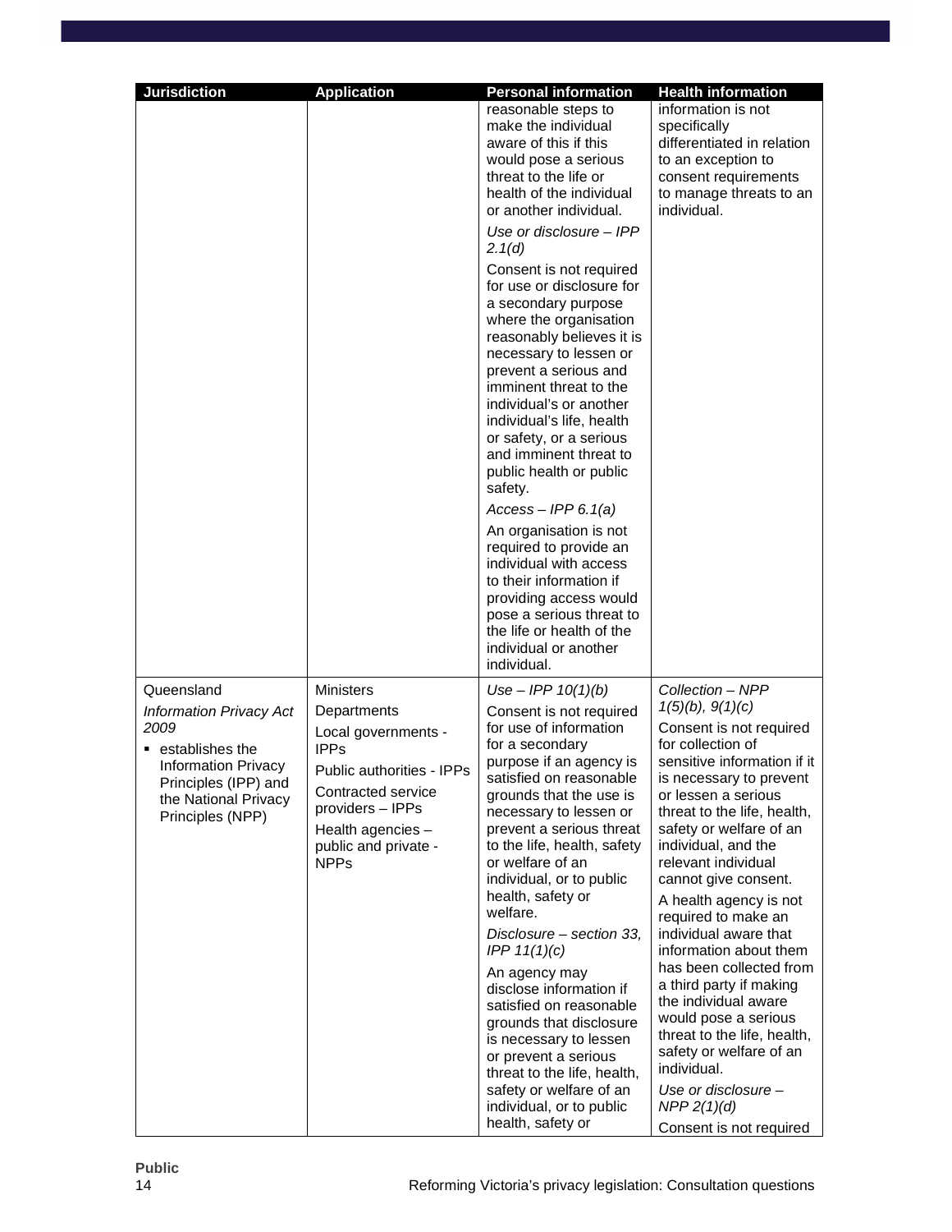| Jurisdiction | Application | Personal information | Health information |
|---|---|---|---|
| | | reasonable steps to make the individual aware of this if this would pose a serious threat to the life or health of the individual or another individual.<br><br>*Use or disclosure – IPP 2.1(d)*<br><br>Consent is not required for use or disclosure for a secondary purpose where the organisation reasonably believes it is necessary to lessen or prevent a serious and imminent threat to the individual's or another individual's life, health or safety, or a serious and imminent threat to public health or public safety.<br><br>*Access – IPP 6.1(a)*<br><br>An organisation is not required to provide an individual with access to their information if providing access would pose a serious threat to the life or health of the individual or another individual. | information is not specifically differentiated in relation to an exception to consent requirements to manage threats to an individual. |
| Queensland<br><br>*Information Privacy Act 2009*<br><br>▪ establishes the Information Privacy Principles (IPP) and the National Privacy Principles (NPP) | Ministers<br><br>Departments<br><br>Local governments - IPPs<br><br>Public authorities - IPPs<br><br>Contracted service providers – IPPs<br><br>Health agencies – public and private - NPPs | *Use – IPP 10(1)(b)*<br><br>Consent is not required for use of information for a secondary purpose if an agency is satisfied on reasonable grounds that the use is necessary to lessen or prevent a serious threat to the life, health, safety or welfare of an individual, or to public health, safety or welfare.<br><br>*Disclosure – section 33, IPP 11(1)(c)*<br><br>An agency may disclose information if satisfied on reasonable grounds that disclosure is necessary to lessen or prevent a serious threat to the life, health, safety or welfare of an individual, or to public health, safety or | *Collection – NPP 1(5)(b), 9(1)(c)*<br><br>Consent is not required for collection of sensitive information if it is necessary to prevent or lessen a serious threat to the life, health, safety or welfare of an individual, and the relevant individual cannot give consent.<br><br>A health agency is not required to make an individual aware that information about them has been collected from a third party if making the individual aware would pose a serious threat to the life, health, safety or welfare of an individual.<br><br>*Use or disclosure – NPP 2(1)(d)*<br><br>Consent is not required |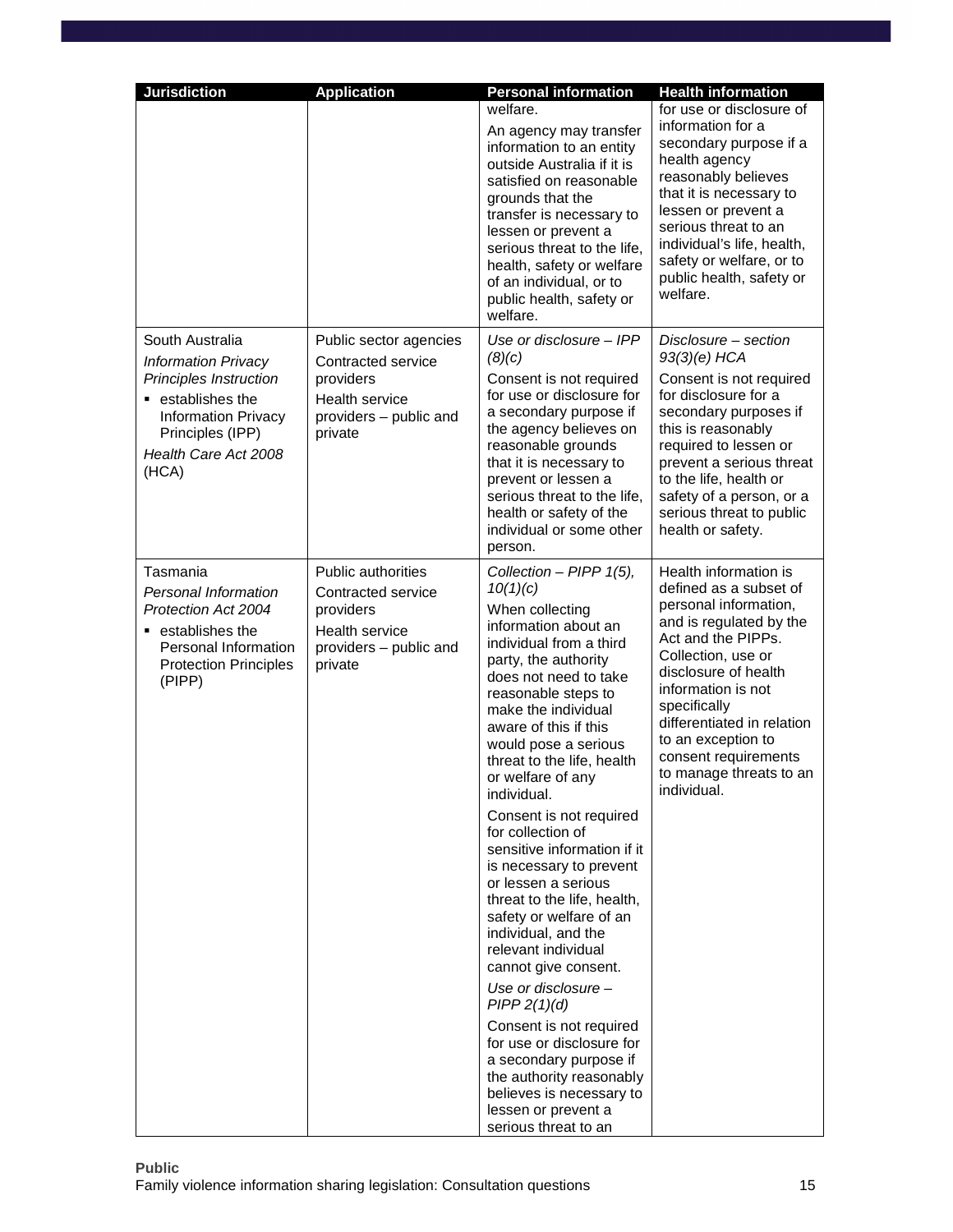| Jurisdiction | Application | Personal information | Health information |
|---|---|---|---|
| | | welfare.<br><br>An agency may transfer information to an entity outside Australia if it is satisfied on reasonable grounds that the transfer is necessary to lessen or prevent a serious threat to the life, health, safety or welfare of an individual, or to public health, safety or welfare. | for use or disclosure of information for a secondary purpose if a health agency reasonably believes that it is necessary to lessen or prevent a serious threat to an individual's life, health, safety or welfare, or to public health, safety or welfare. |
| South Australia<br>*Information Privacy Principles Instruction*<br>▪ establishes the Information Privacy Principles (IPP)<br>*Health Care Act 2008* (HCA) | Public sector agencies<br>Contracted service providers<br>Health service providers – public and private | *Use or disclosure – IPP (8)(c)*<br>Consent is not required for use or disclosure for a secondary purpose if the agency believes on reasonable grounds that it is necessary to prevent or lessen a serious threat to the life, health or safety of the individual or some other person. | *Disclosure – section 93(3)(e) HCA*<br>Consent is not required for disclosure for a secondary purposes if this is reasonably required to lessen or prevent a serious threat to the life, health or safety of a person, or a serious threat to public health or safety. |
| Tasmania<br>*Personal Information Protection Act 2004*<br>▪ establishes the Personal Information Protection Principles (PIPP) | Public authorities<br>Contracted service providers<br>Health service providers – public and private | *Collection – PIPP 1(5), 10(1)(c)*<br>When collecting information about an individual from a third party, the authority does not need to take reasonable steps to make the individual aware of this if this would pose a serious threat to the life, health or welfare of any individual.<br><br>Consent is not required for collection of sensitive information if it is necessary to prevent or lessen a serious threat to the life, health, safety or welfare of an individual, and the relevant individual cannot give consent.<br><br>*Use or disclosure – PIPP 2(1)(d)*<br>Consent is not required for use or disclosure for a secondary purpose if the authority reasonably believes is necessary to lessen or prevent a serious threat to an | Health information is defined as a subset of personal information, and is regulated by the Act and the PIPPs. Collection, use or disclosure of health information is not specifically differentiated in relation to an exception to consent requirements to manage threats to an individual. |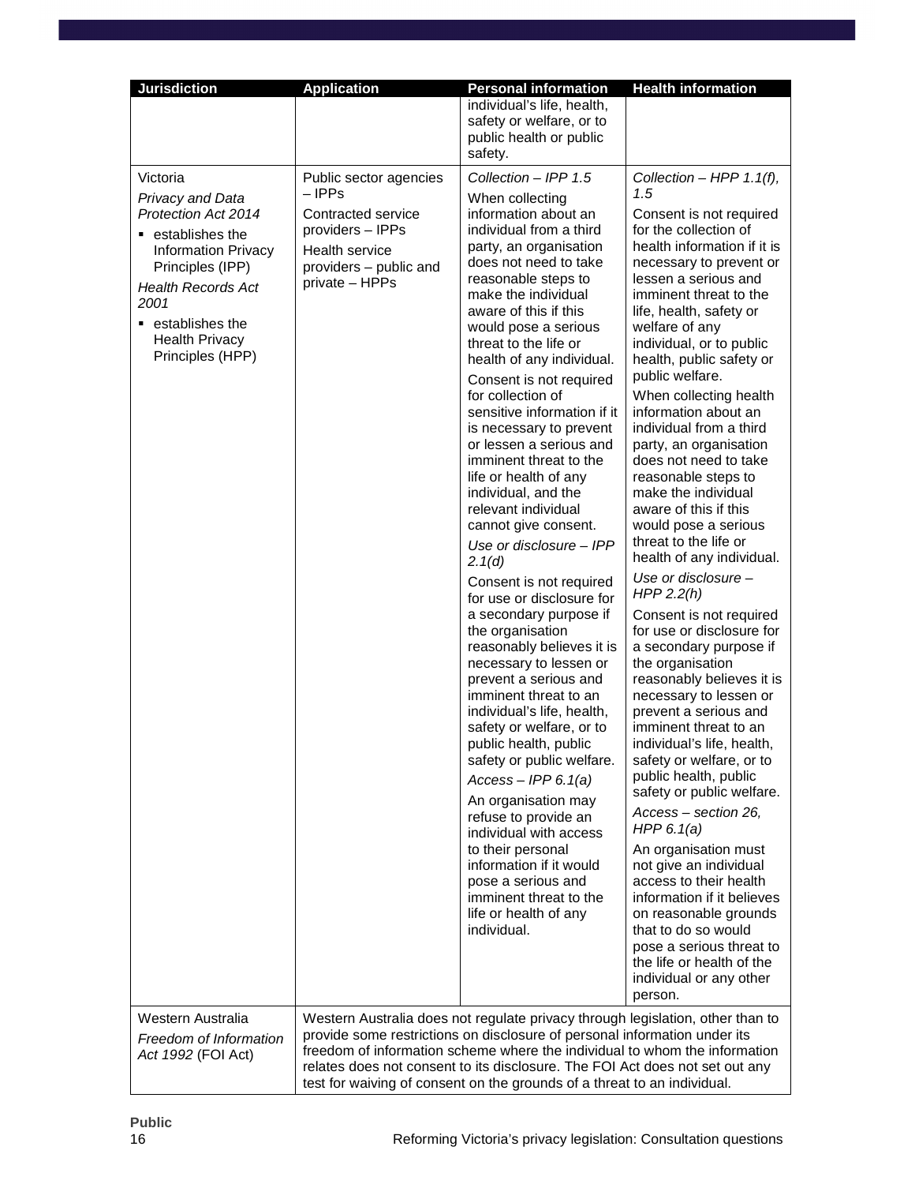| Jurisdiction | Application | Personal information | Health information |
|---|---|---|---|
| | | individual's life, health, safety or welfare, or to public health or public safety. | |
| Victoria<br>*Privacy and Data Protection Act 2014*<br>▪ establishes the Information Privacy Principles (IPP)<br>*Health Records Act 2001*<br>▪ establishes the Health Privacy Principles (HPP) | Public sector agencies – IPPs<br>Contracted service providers – IPPs<br>Health service providers – public and private – HPPs | *Collection – IPP 1.5*<br>When collecting information about an individual from a third party, an organisation does not need to take reasonable steps to make the individual aware of this if this would pose a serious threat to the life or health of any individual.<br>Consent is not required for collection of sensitive information if it is necessary to prevent or lessen a serious and imminent threat to the life or health of any individual, and the relevant individual cannot give consent.<br>*Use or disclosure – IPP 2.1(d)*<br>Consent is not required for use or disclosure for a secondary purpose if the organisation reasonably believes it is necessary to lessen or prevent a serious and imminent threat to an individual's life, health, safety or welfare, or to public health, public safety or public welfare.<br>*Access – IPP 6.1(a)*<br>An organisation may refuse to provide an individual with access to their personal information if it would pose a serious and imminent threat to the life or health of any individual. | *Collection – HPP 1.1(f), 1.5*<br>Consent is not required for the collection of health information if it is necessary to prevent or lessen a serious and imminent threat to the life, health, safety or welfare of any individual, or to public health, public safety or public welfare.<br>When collecting health information about an individual from a third party, an organisation does not need to take reasonable steps to make the individual aware of this if this would pose a serious threat to the life or health of any individual.<br>*Use or disclosure – HPP 2.2(h)*<br>Consent is not required for use or disclosure for a secondary purpose if the organisation reasonably believes it is necessary to lessen or prevent a serious and imminent threat to an individual's life, health, safety or welfare, or to public health, public safety or public welfare.<br>*Access – section 26, HPP 6.1(a)*<br>An organisation must not give an individual access to their health information if it believes on reasonable grounds that to do so would pose a serious threat to the life or health of the individual or any other person. |
| Western Australia<br>*Freedom of Information Act 1992* (FOI Act) | Western Australia does not regulate privacy through legislation, other than to provide some restrictions on disclosure of personal information under its freedom of information scheme where the individual to whom the information relates does not consent to its disclosure. The FOI Act does not set out any test for waiving of consent on the grounds of a threat to an individual. | | |

Public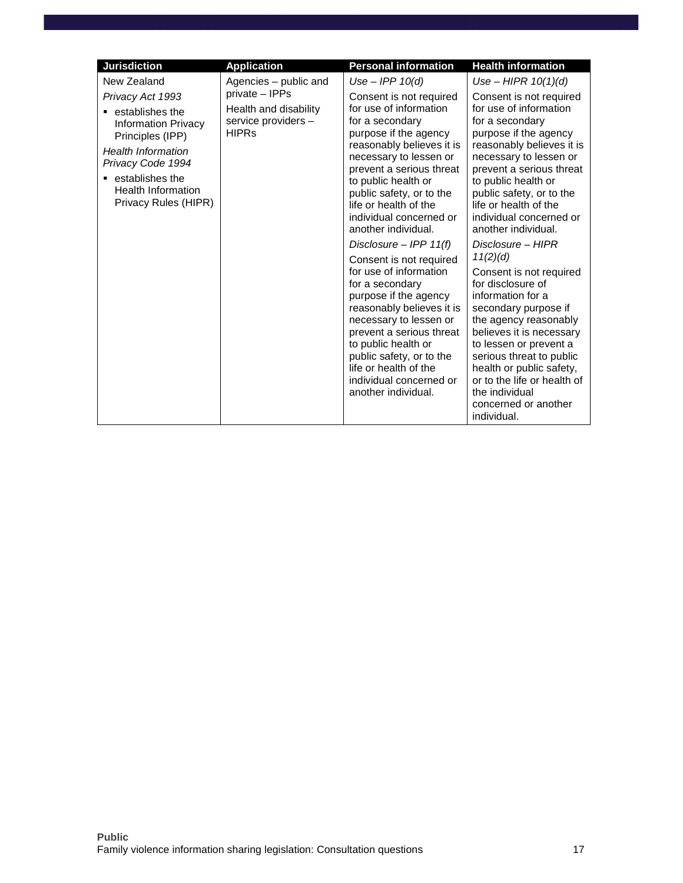| Jurisdiction | Application | Personal information | Health information |
| --- | --- | --- | --- |
| New Zealand<br>*Privacy Act 1993*<br>▪ establishes the Information Privacy Principles (IPP)<br>*Health Information Privacy Code 1994*<br>▪ establishes the Health Information Privacy Rules (HIPR) | Agencies – public and private – IPPs<br>Health and disability service providers – HIPRs | *Use – IPP 10(d)*<br>Consent is not required for use of information for a secondary purpose if the agency reasonably believes it is necessary to lessen or prevent a serious threat to public health or public safety, or to the life or health of the individual concerned or another individual.<br>*Disclosure – IPP 11(f)*<br>Consent is not required for use of information for a secondary purpose if the agency reasonably believes it is necessary to lessen or prevent a serious threat to public health or public safety, or to the life or health of the individual concerned or another individual. | *Use – HIPR 10(1)(d)*<br>Consent is not required for use of information for a secondary purpose if the agency reasonably believes it is necessary to lessen or prevent a serious threat to public health or public safety, or to the life or health of the individual concerned or another individual.<br>*Disclosure – HIPR 11(2)(d)*<br>Consent is not required for disclosure of information for a secondary purpose if the agency reasonably believes it is necessary to lessen or prevent a serious threat to public health or public safety, or to the life or health of the individual concerned or another individual. |